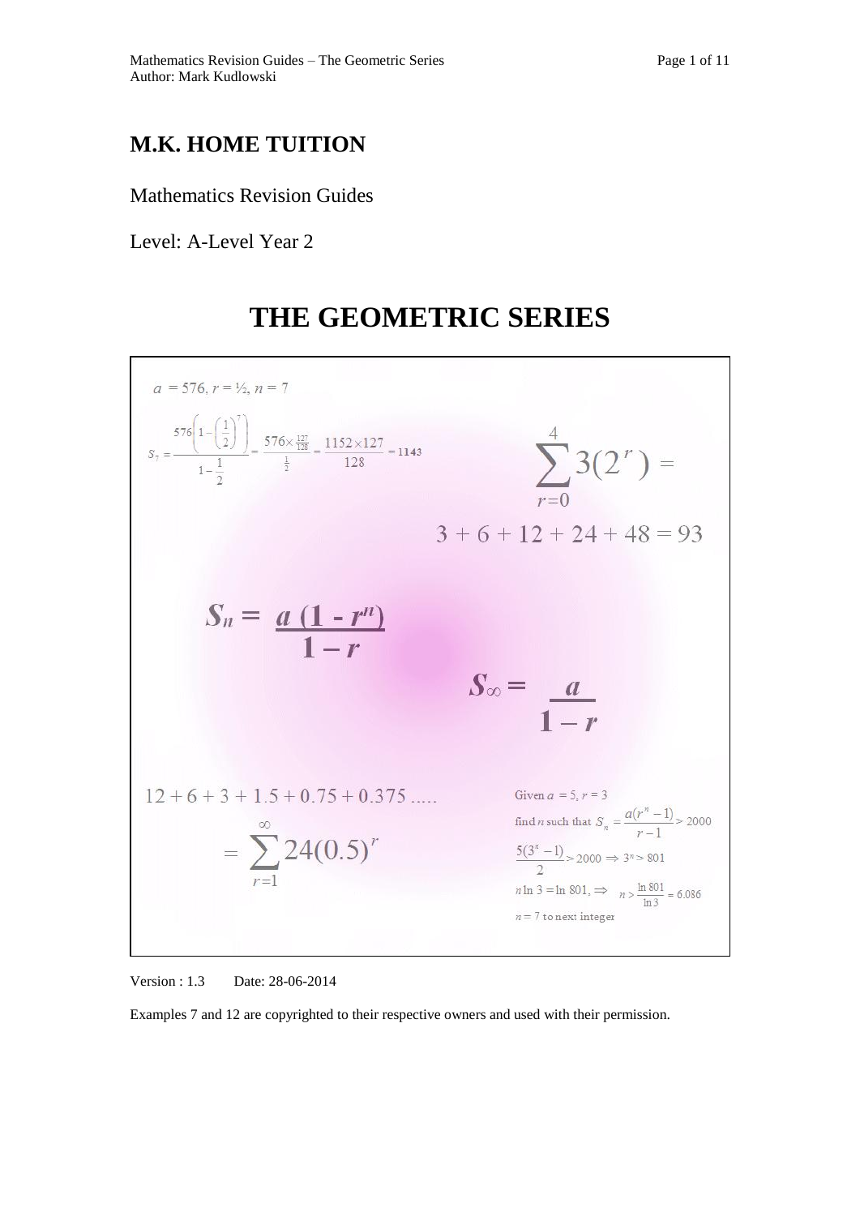# M.K. HOME TUITION

Mathematics Revision Guides

Level: A-Level Year 2

# THE GEOMETRIC SERIES

$a = 576, r = ½, n = 7$

$$S_7 = \frac{576\left(1-\left(\frac{1}{2}\right)^7\right)}{1-\frac{1}{2}} = \frac{576 \times \frac{127}{128}}{\frac{1}{2}} = \frac{1152 \times 127}{128} = \mathbf{1143}$$

$$\sum_{r=0}^{4} 3(2^r) =$$

$$3 + 6 + 12 + 24 + 48 = 93$$

$$S_n = \frac{a(1 - r^n)}{1 - r}$$

$$S_\infty = \frac{a}{1 - r}$$

$$12 + 6 + 3 + 1.5 + 0.75 + 0.375 \;.....$$

$$= \sum_{r=1}^{\infty} 24(0.5)^r$$

Given $a = 5$, $r = 3$

find $n$ such that $S_n = \dfrac{a(r^n - 1)}{r - 1} > 2000$

$\dfrac{5(3^n - 1)}{2} > 2000 \Rightarrow 3^n > 801$

$n \ln 3 = \ln 801, \Rightarrow \quad n > \dfrac{\ln 801}{\ln 3} = 6.086$

$n = 7$ to next integer

Version : 1.3 Date: 28-06-2014

Examples 7 and 12 are copyrighted to their respective owners and used with their permission.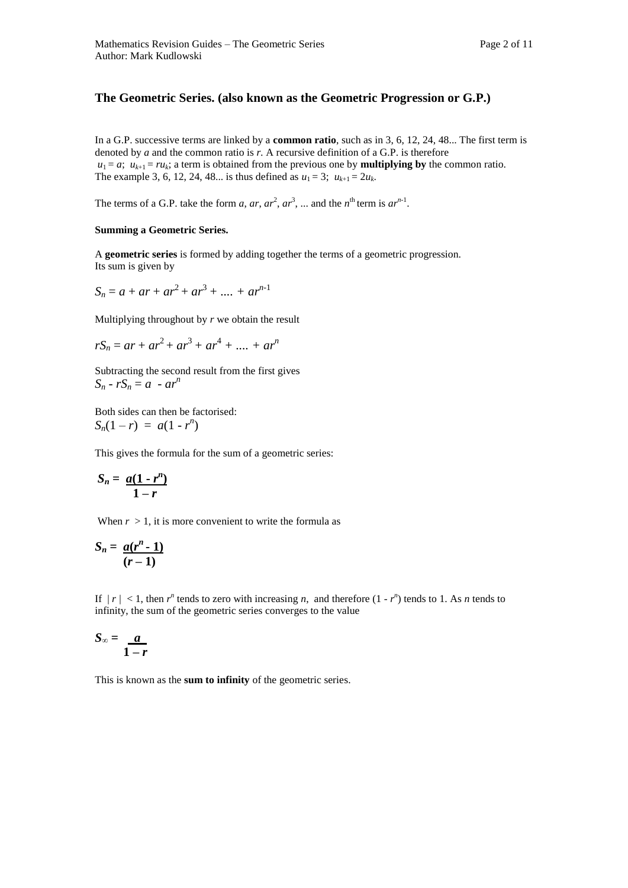## The Geometric Series. (also known as the Geometric Progression or G.P.)

In a G.P. successive terms are linked by a **common ratio**, such as in 3, 6, 12, 24, 48... The first term is denoted by $a$ and the common ratio is $r$. A recursive definition of a G.P. is therefore $u_1 = a$; $u_{k+1} = ru_k$; a term is obtained from the previous one by **multiplying by** the common ratio. The example 3, 6, 12, 24, 48... is thus defined as $u_1 = 3$; $u_{k+1} = 2u_k$.

The terms of a G.P. take the form $a$, $ar$, $ar^2$, $ar^3$, ... and the $n^{\text{th}}$ term is $ar^{n-1}$.

**Summing a Geometric Series.**

A **geometric series** is formed by adding together the terms of a geometric progression. Its sum is given by

$$S_n = a + ar + ar^2 + ar^3 + .... + ar^{n-1}$$

Multiplying throughout by $r$ we obtain the result

$$rS_n = ar + ar^2 + ar^3 + ar^4 + .... + ar^n$$

Subtracting the second result from the first gives

$$S_n - rS_n = a - ar^n$$

Both sides can then be factorised:

$$S_n(1 - r) = a(1 - r^n)$$

This gives the formula for the sum of a geometric series:

$$\boldsymbol{S_n = \frac{a(1 - r^n)}{1 - r}}$$

When $r > 1$, it is more convenient to write the formula as

$$\boldsymbol{S_n = \frac{a(r^n - 1)}{(r - 1)}}$$

If $|r| < 1$, then $r^n$ tends to zero with increasing $n$, and therefore $(1 - r^n)$ tends to 1. As $n$ tends to infinity, the sum of the geometric series converges to the value

$$\boldsymbol{S_\infty = \frac{a}{1 - r}}$$

This is known as the **sum to infinity** of the geometric series.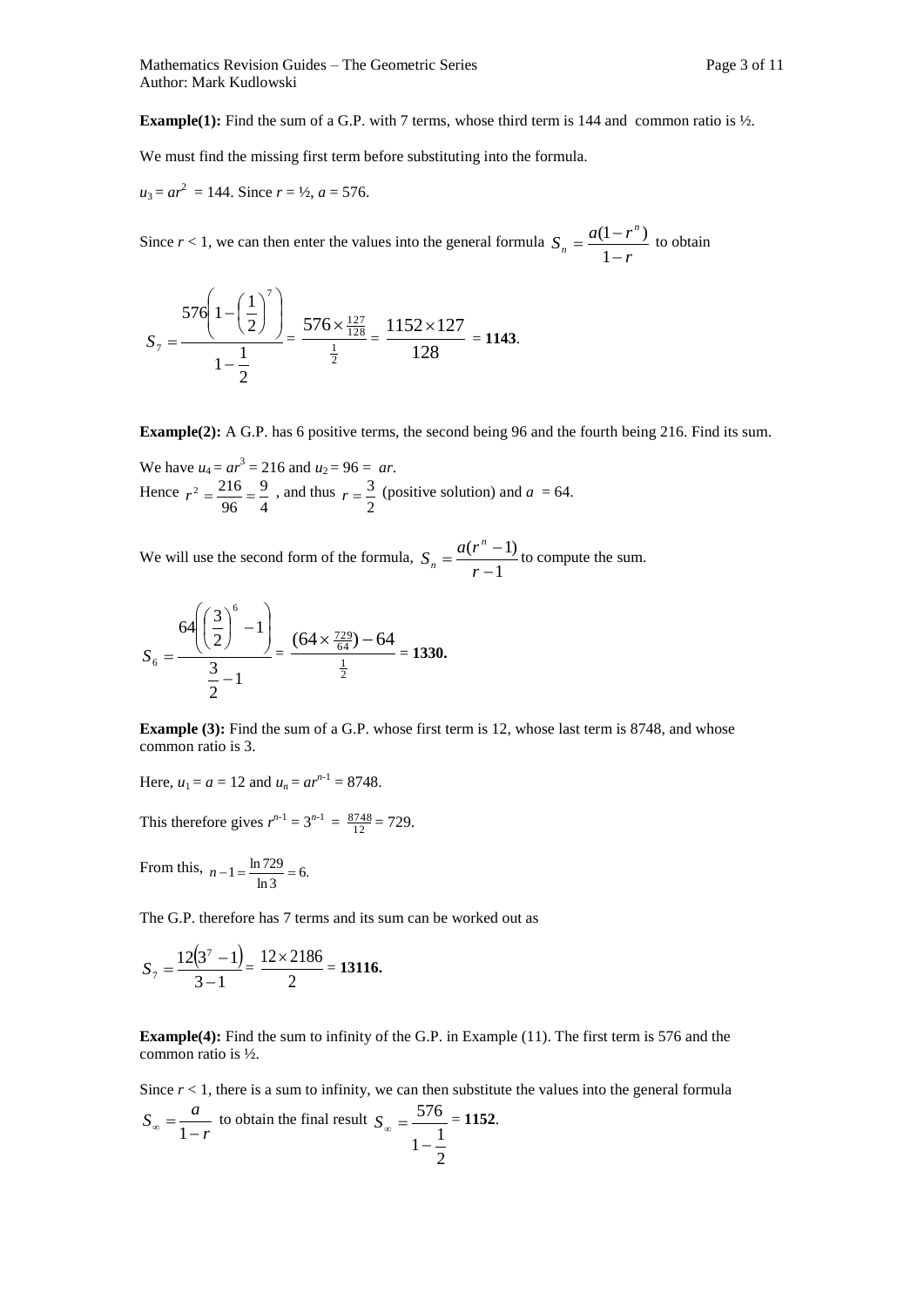**Example(1):** Find the sum of a G.P. with 7 terms, whose third term is 144 and common ratio is ½.

We must find the missing first term before substituting into the formula.

$u_3 = ar^2 = 144$. Since $r = ½$, $a = 576$.

Since $r < 1$, we can then enter the values into the general formula $S_n = \frac{a(1-r^n)}{1-r}$ to obtain

$$S_7 = \frac{576\left(1-\left(\frac{1}{2}\right)^7\right)}{1-\frac{1}{2}} = \frac{576 \times \frac{127}{128}}{\frac{1}{2}} = \frac{1152 \times 127}{128} = \mathbf{1143}.$$

**Example(2):** A G.P. has 6 positive terms, the second being 96 and the fourth being 216. Find its sum.

We have $u_4 = ar^3 = 216$ and $u_2 = 96 = ar$.
Hence $r^2 = \frac{216}{96} = \frac{9}{4}$, and thus $r = \frac{3}{2}$ (positive solution) and $a = 64$.

We will use the second form of the formula, $S_n = \frac{a(r^n - 1)}{r-1}$ to compute the sum.

$$S_6 = \frac{64\left(\left(\frac{3}{2}\right)^6 - 1\right)}{\frac{3}{2}-1} = \frac{(64 \times \frac{729}{64}) - 64}{\frac{1}{2}} = \mathbf{1330.}$$

**Example (3):** Find the sum of a G.P. whose first term is 12, whose last term is 8748, and whose common ratio is 3.

Here, $u_1 = a = 12$ and $u_n = ar^{n-1} = 8748$.

This therefore gives $r^{n-1} = 3^{n-1} = \frac{8748}{12} = 729$.

From this, $n - 1 = \frac{\ln 729}{\ln 3} = 6.$

The G.P. therefore has 7 terms and its sum can be worked out as

$$S_7 = \frac{12(3^7 - 1)}{3-1} = \frac{12 \times 2186}{2} = \mathbf{13116.}$$

**Example(4):** Find the sum to infinity of the G.P. in Example (11). The first term is 576 and the common ratio is ½.

Since $r < 1$, there is a sum to infinity, we can then substitute the values into the general formula $S_\infty = \frac{a}{1-r}$ to obtain the final result $S_\infty = \frac{576}{1-\frac{1}{2}} = \mathbf{1152}.$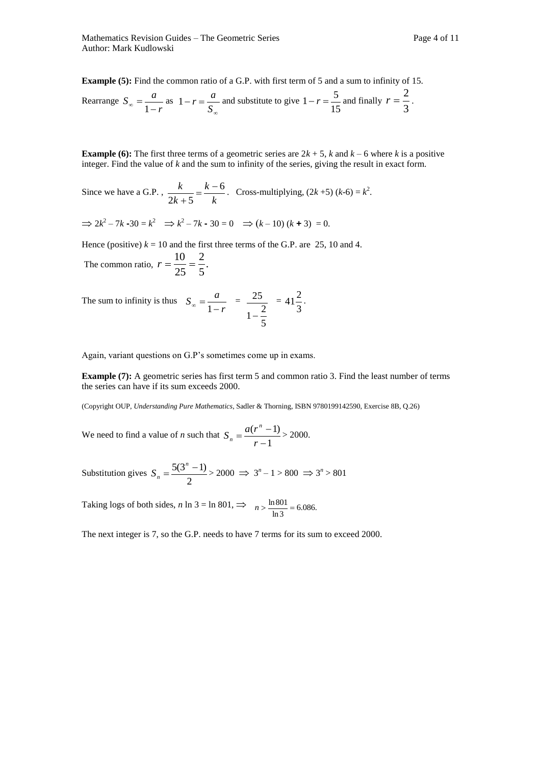**Example (5):** Find the common ratio of a G.P. with first term of 5 and a sum to infinity of 15.

Rearrange $S_\infty = \frac{a}{1-r}$ as $1-r = \frac{a}{S_\infty}$ and substitute to give $1-r = \frac{5}{15}$ and finally $r = \frac{2}{3}$.

**Example (6):** The first three terms of a geometric series are $2k + 5$, $k$ and $k - 6$ where $k$ is a positive integer. Find the value of $k$ and the sum to infinity of the series, giving the result in exact form.

Since we have a G.P. , $\frac{k}{2k+5} = \frac{k-6}{k}$. Cross-multiplying, $(2k+5)(k-6) = k^2$.

$\Rightarrow 2k^2 - 7k - 30 = k^2 \quad \Rightarrow k^2 - 7k - 30 = 0 \quad \Rightarrow (k-10)(k+3) = 0.$

Hence (positive) $k = 10$ and the first three terms of the G.P. are 25, 10 and 4.

The common ratio, $r = \frac{10}{25} = \frac{2}{5}$.

The sum to infinity is thus $S_\infty = \frac{a}{1-r} = \frac{25}{1-\frac{2}{5}} = 41\frac{2}{3}$.

Again, variant questions on G.P's sometimes come up in exams.

**Example (7):** A geometric series has first term 5 and common ratio 3. Find the least number of terms the series can have if its sum exceeds 2000.

(Copyright OUP, *Understanding Pure Mathematics*, Sadler & Thorning, ISBN 9780199142590, Exercise 8B, Q.26)

We need to find a value of $n$ such that $S_n = \frac{a(r^n - 1)}{r-1} > 2000$.

Substitution gives $S_n = \frac{5(3^n - 1)}{2} > 2000 \Rightarrow 3^n - 1 > 800 \Rightarrow 3^n > 801$

Taking logs of both sides, $n \ln 3 = \ln 801$, $\Rightarrow \quad n > \frac{\ln 801}{\ln 3} = 6.086$.

The next integer is 7, so the G.P. needs to have 7 terms for its sum to exceed 2000.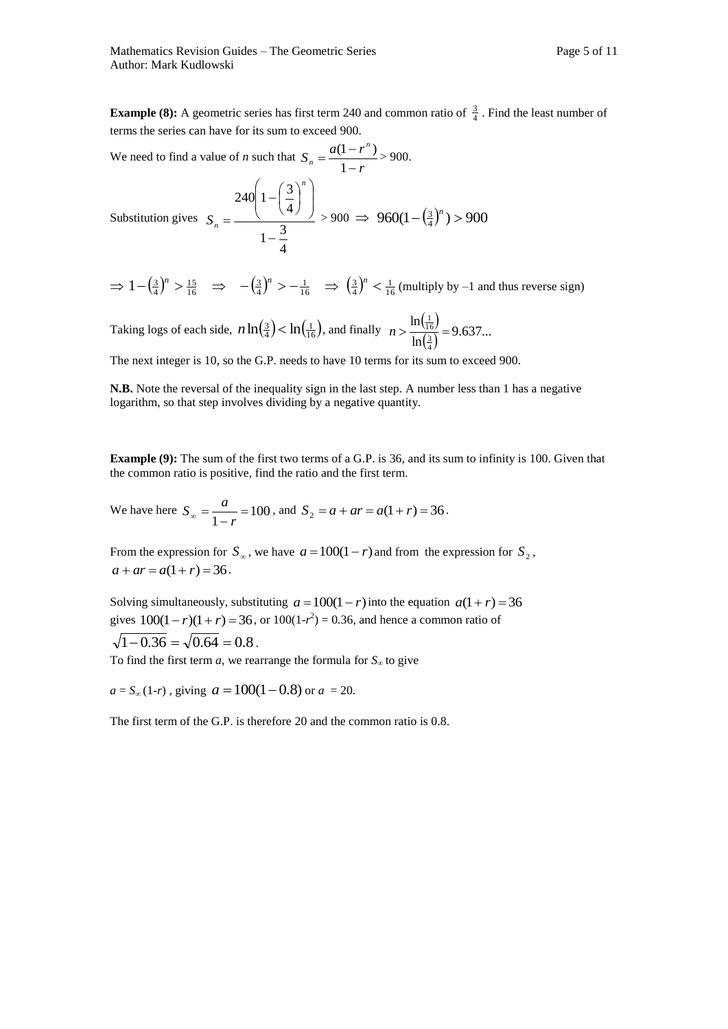**Example (8):** A geometric series has first term 240 and common ratio of $\frac{3}{4}$. Find the least number of terms the series can have for its sum to exceed 900.

We need to find a value of $n$ such that $S_n = \dfrac{a(1-r^n)}{1-r} > 900$.

Substitution gives $S_n = \dfrac{240\left(1-\left(\frac{3}{4}\right)^n\right)}{1-\frac{3}{4}} > 900 \Rightarrow 960(1-\left(\tfrac{3}{4}\right)^n) > 900$

$\Rightarrow 1-\left(\tfrac{3}{4}\right)^n > \tfrac{15}{16} \quad \Rightarrow \quad -\left(\tfrac{3}{4}\right)^n > -\tfrac{1}{16} \quad \Rightarrow \left(\tfrac{3}{4}\right)^n < \tfrac{1}{16}$ (multiply by –1 and thus reverse sign)

Taking logs of each side, $n\ln\left(\tfrac{3}{4}\right) < \ln\left(\tfrac{1}{16}\right)$, and finally $n > \dfrac{\ln\left(\frac{1}{16}\right)}{\ln\left(\frac{3}{4}\right)} = 9.637...$

The next integer is 10, so the G.P. needs to have 10 terms for its sum to exceed 900.

**N.B.** Note the reversal of the inequality sign in the last step. A number less than 1 has a negative logarithm, so that step involves dividing by a negative quantity.

**Example (9):** The sum of the first two terms of a G.P. is 36, and its sum to infinity is 100. Given that the common ratio is positive, find the ratio and the first term.

We have here $S_\infty = \dfrac{a}{1-r} = 100$, and $S_2 = a + ar = a(1+r) = 36$.

From the expression for $S_\infty$, we have $a = 100(1-r)$ and from the expression for $S_2$, $a + ar = a(1+r) = 36$.

Solving simultaneously, substituting $a = 100(1-r)$ into the equation $a(1+r) = 36$ gives $100(1-r)(1+r) = 36$, or $100(1-r^2) = 0.36$, and hence a common ratio of $\sqrt{1-0.36} = \sqrt{0.64} = 0.8$.

To find the first term $a$, we rearrange the formula for $S_\infty$ to give

$a = S_\infty(1-r)$, giving $a = 100(1-0.8)$ or $a = 20$.

The first term of the G.P. is therefore 20 and the common ratio is 0.8.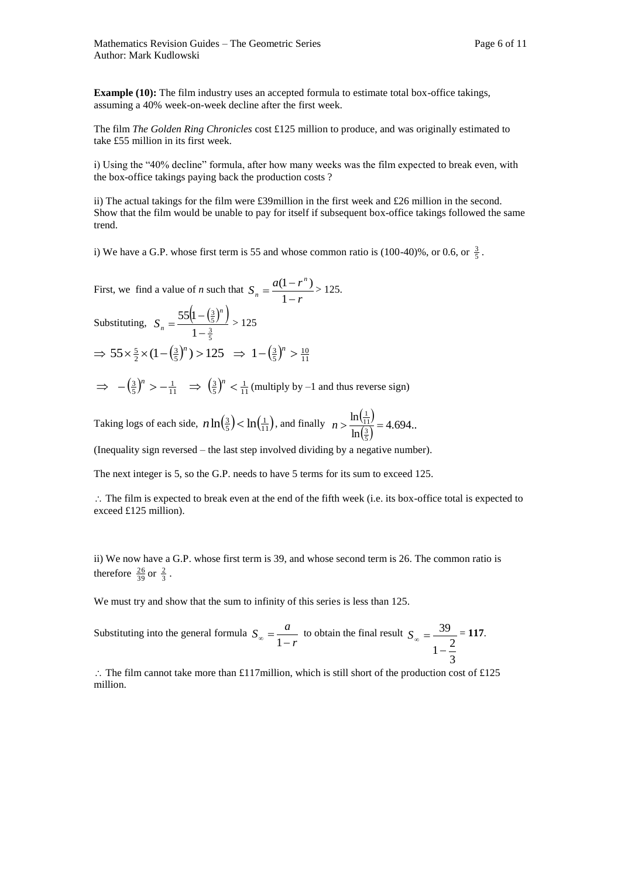**Example (10):** The film industry uses an accepted formula to estimate total box-office takings, assuming a 40% week-on-week decline after the first week.

The film *The Golden Ring Chronicles* cost £125 million to produce, and was originally estimated to take £55 million in its first week.

i) Using the "40% decline" formula, after how many weeks was the film expected to break even, with the box-office takings paying back the production costs ?

ii) The actual takings for the film were £39million in the first week and £26 million in the second. Show that the film would be unable to pay for itself if subsequent box-office takings followed the same trend.

i) We have a G.P. whose first term is 55 and whose common ratio is (100-40)%, or 0.6, or $\frac{3}{5}$.

First, we find a value of *n* such that $S_n = \dfrac{a(1-r^n)}{1-r} > 125$.

Substituting, $S_n = \dfrac{55\left(1-\left(\frac{3}{5}\right)^n\right)}{1-\frac{3}{5}} > 125$

$$\Rightarrow 55 \times \tfrac{5}{2} \times \left(1-\left(\tfrac{3}{5}\right)^n\right) > 125 \quad \Rightarrow 1-\left(\tfrac{3}{5}\right)^n > \tfrac{10}{11}$$

$$\Rightarrow -\left(\tfrac{3}{5}\right)^n > -\tfrac{1}{11} \quad \Rightarrow \left(\tfrac{3}{5}\right)^n < \tfrac{1}{11} \text{ (multiply by –1 and thus reverse sign)}$$

Taking logs of each side, $n\ln\left(\frac{3}{5}\right) < \ln\left(\frac{1}{11}\right)$, and finally $n > \dfrac{\ln\left(\frac{1}{11}\right)}{\ln\left(\frac{3}{5}\right)} = 4.694..$

(Inequality sign reversed – the last step involved dividing by a negative number).

The next integer is 5, so the G.P. needs to have 5 terms for its sum to exceed 125.

$\therefore$ The film is expected to break even at the end of the fifth week (i.e. its box-office total is expected to exceed £125 million).

ii) We now have a G.P. whose first term is 39, and whose second term is 26. The common ratio is therefore $\frac{26}{39}$ or $\frac{2}{3}$.

We must try and show that the sum to infinity of this series is less than 125.

Substituting into the general formula $S_\infty = \dfrac{a}{1-r}$ to obtain the final result $S_\infty = \dfrac{39}{1-\dfrac{2}{3}}$ = **117**.

$\therefore$ The film cannot take more than £117million, which is still short of the production cost of £125 million.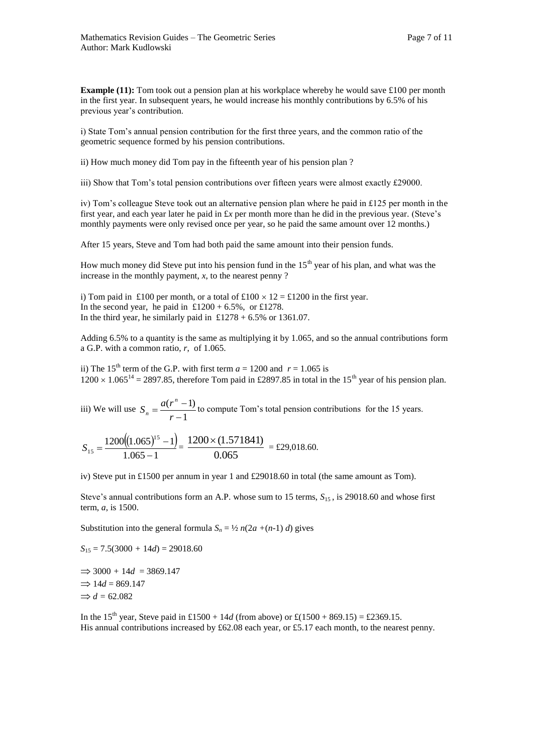**Example (11):** Tom took out a pension plan at his workplace whereby he would save £100 per month in the first year. In subsequent years, he would increase his monthly contributions by 6.5% of his previous year's contribution.

i) State Tom's annual pension contribution for the first three years, and the common ratio of the geometric sequence formed by his pension contributions.

ii) How much money did Tom pay in the fifteenth year of his pension plan ?

iii) Show that Tom's total pension contributions over fifteen years were almost exactly £29000.

iv) Tom's colleague Steve took out an alternative pension plan where he paid in £125 per month in the first year, and each year later he paid in £$x$ per month more than he did in the previous year. (Steve's monthly payments were only revised once per year, so he paid the same amount over 12 months.)

After 15 years, Steve and Tom had both paid the same amount into their pension funds.

How much money did Steve put into his pension fund in the 15th year of his plan, and what was the increase in the monthly payment, $x$, to the nearest penny ?

i) Tom paid in £100 per month, or a total of £100 × 12 = £1200 in the first year.
In the second year, he paid in £1200 + 6.5%, or £1278.
In the third year, he similarly paid in £1278 + 6.5% or 1361.07.

Adding 6.5% to a quantity is the same as multiplying it by 1.065, and so the annual contributions form a G.P. with a common ratio, $r$, of 1.065.

ii) The 15th term of the G.P. with first term $a = 1200$ and $r = 1.065$ is
$1200 \times 1.065^{14} = 2897.85$, therefore Tom paid in £2897.85 in total in the 15th year of his pension plan.

iii) We will use $S_n = \dfrac{a(r^n - 1)}{r - 1}$ to compute Tom's total pension contributions for the 15 years.

$$S_{15} = \frac{1200\left((1.065)^{15} - 1\right)}{1.065 - 1} = \frac{1200 \times (1.571841)}{0.065} = £29{,}018.60.$$

iv) Steve put in £1500 per annum in year 1 and £29018.60 in total (the same amount as Tom).

Steve's annual contributions form an A.P. whose sum to 15 terms, $S_{15}$, is 29018.60 and whose first term, $a$, is 1500.

Substitution into the general formula $S_n = \frac{1}{2} n(2a + (n-1)d)$ gives

$S_{15} = 7.5(3000 + 14d) = 29018.60$

$\Rightarrow 3000 + 14d = 3869.147$
$\Rightarrow 14d = 869.147$
$\Rightarrow d = 62.082$

In the 15th year, Steve paid in £1500 + 14$d$ (from above) or £(1500 + 869.15) = £2369.15.
His annual contributions increased by £62.08 each year, or £5.17 each month, to the nearest penny.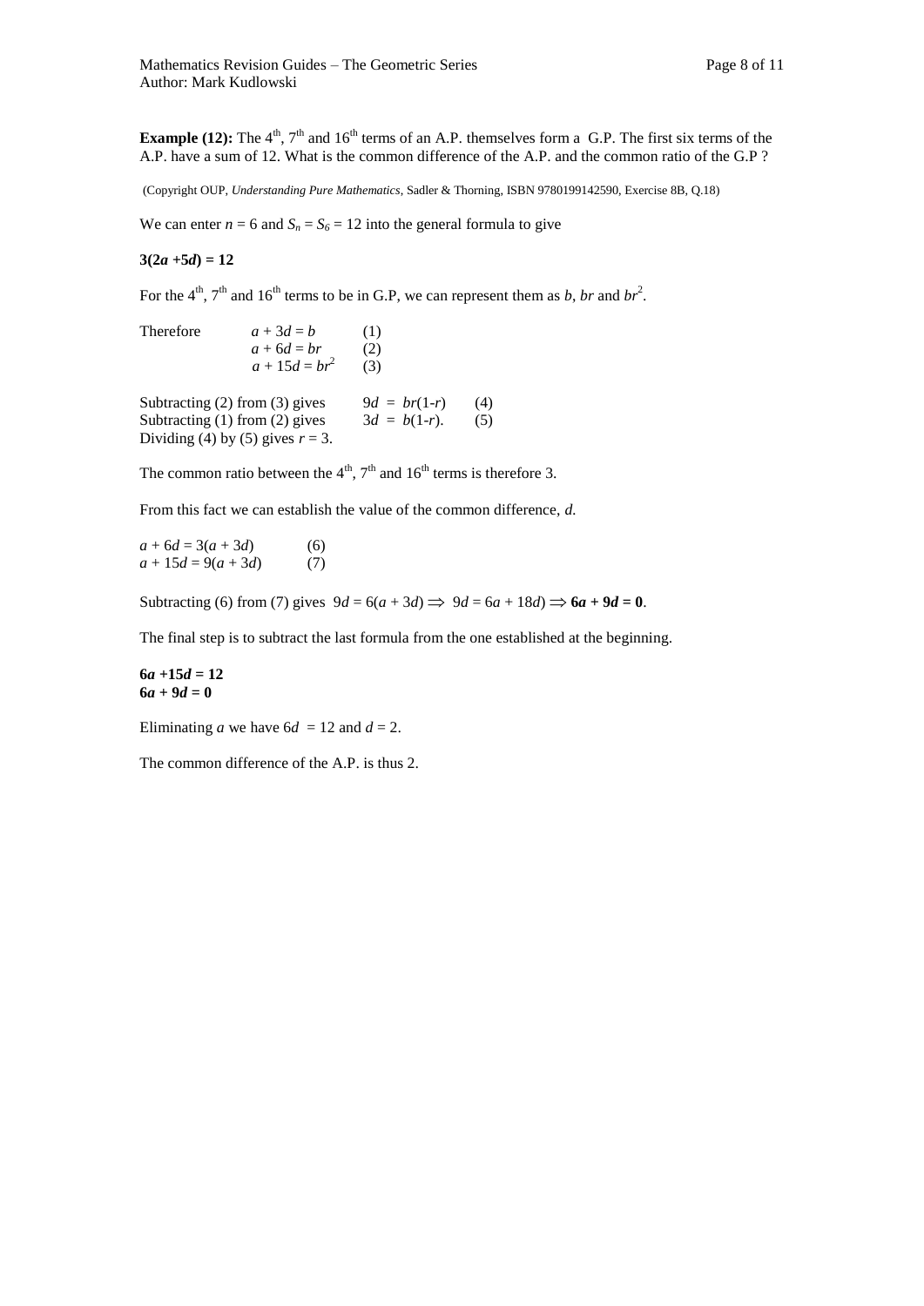**Example (12):** The 4th, 7th and 16th terms of an A.P. themselves form a G.P. The first six terms of the A.P. have a sum of 12. What is the common difference of the A.P. and the common ratio of the G.P ?

(Copyright OUP, *Understanding Pure Mathematics*, Sadler & Thorning, ISBN 9780199142590, Exercise 8B, Q.18)

We can enter $n = 6$ and $S_n = S_6 = 12$ into the general formula to give

$\mathbf{3(2a + 5d) = 12}$

For the 4th, 7th and 16th terms to be in G.P, we can represent them as $b$, $br$ and $br^2$.

Therefore
$$a + 3d = b \quad (1)$$
$$a + 6d = br \quad (2)$$
$$a + 15d = br^2 \quad (3)$$

Subtracting (2) from (3) gives $\quad 9d = br(1-r) \quad (4)$

Subtracting (1) from (2) gives $\quad 3d = b(1-r). \quad (5)$

Dividing (4) by (5) gives $r = 3$.

The common ratio between the 4th, 7th and 16th terms is therefore 3.

From this fact we can establish the value of the common difference, $d$.

$$a + 6d = 3(a + 3d) \quad (6)$$
$$a + 15d = 9(a + 3d) \quad (7)$$

Subtracting (6) from (7) gives $9d = 6(a + 3d) \Rightarrow 9d = 6a + 18d) \Rightarrow \mathbf{6a + 9d = 0}$.

The final step is to subtract the last formula from the one established at the beginning.

$\mathbf{6a + 15d = 12}$

$\mathbf{6a + 9d = 0}$

Eliminating $a$ we have $6d = 12$ and $d = 2$.

The common difference of the A.P. is thus 2.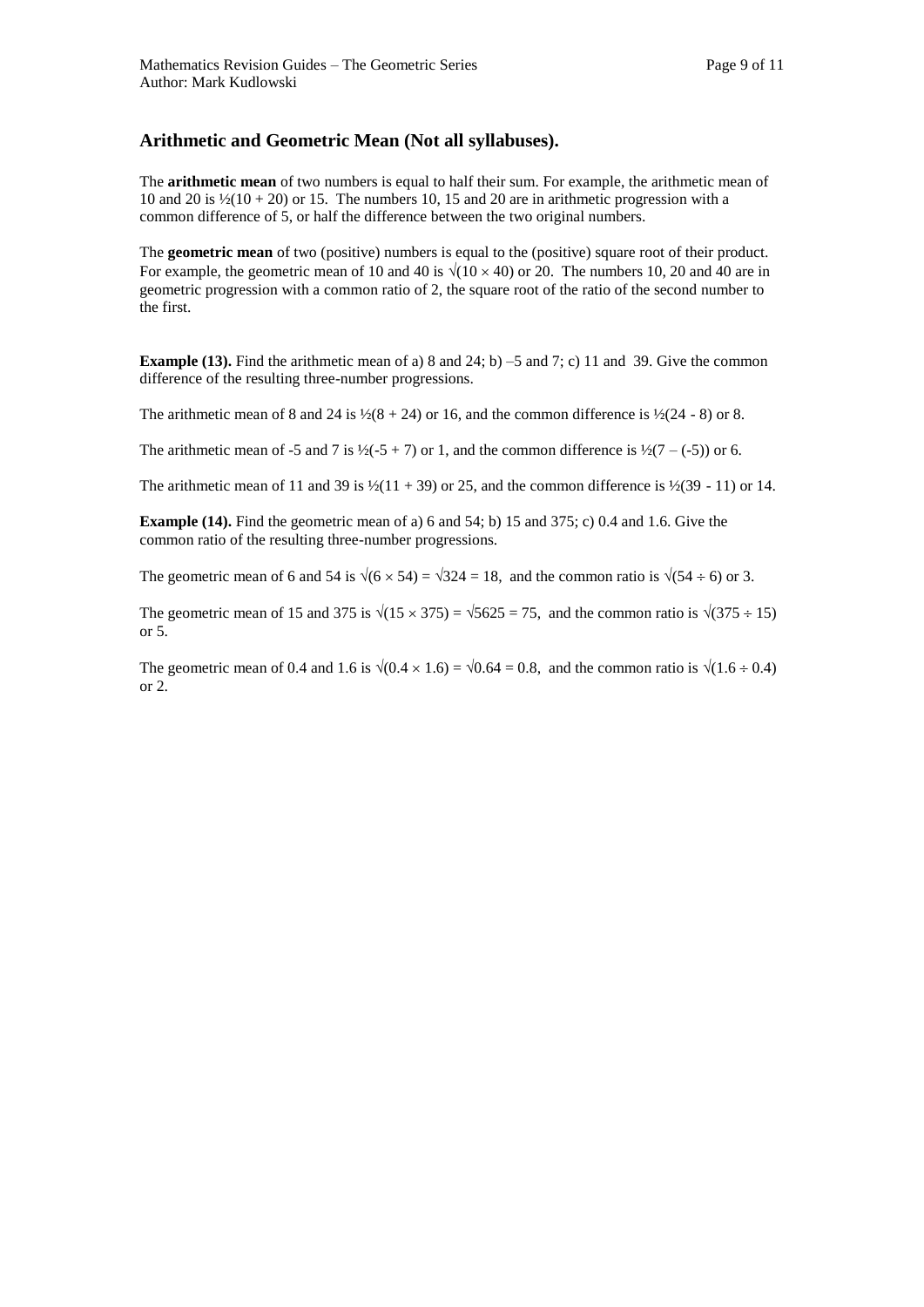## Arithmetic and Geometric Mean (Not all syllabuses).

The **arithmetic mean** of two numbers is equal to half their sum. For example, the arithmetic mean of 10 and 20 is $\frac{1}{2}(10 + 20)$ or 15. The numbers 10, 15 and 20 are in arithmetic progression with a common difference of 5, or half the difference between the two original numbers.

The **geometric mean** of two (positive) numbers is equal to the (positive) square root of their product. For example, the geometric mean of 10 and 40 is $\sqrt{(10 \times 40)}$ or 20. The numbers 10, 20 and 40 are in geometric progression with a common ratio of 2, the square root of the ratio of the second number to the first.

**Example (13).** Find the arithmetic mean of a) 8 and 24; b) $-5$ and 7; c) 11 and 39. Give the common difference of the resulting three-number progressions.

The arithmetic mean of 8 and 24 is $\frac{1}{2}(8 + 24)$ or 16, and the common difference is $\frac{1}{2}(24 - 8)$ or 8.

The arithmetic mean of -5 and 7 is $\frac{1}{2}(-5 + 7)$ or 1, and the common difference is $\frac{1}{2}(7 - (-5))$ or 6.

The arithmetic mean of 11 and 39 is $\frac{1}{2}(11 + 39)$ or 25, and the common difference is $\frac{1}{2}(39 - 11)$ or 14.

**Example (14).** Find the geometric mean of a) 6 and 54; b) 15 and 375; c) 0.4 and 1.6. Give the common ratio of the resulting three-number progressions.

The geometric mean of 6 and 54 is $\sqrt{(6 \times 54)} = \sqrt{324} = 18$, and the common ratio is $\sqrt{(54 \div 6)}$ or 3.

The geometric mean of 15 and 375 is $\sqrt{(15 \times 375)} = \sqrt{5625} = 75$, and the common ratio is $\sqrt{(375 \div 15)}$ or 5.

The geometric mean of 0.4 and 1.6 is $\sqrt{(0.4 \times 1.6)} = \sqrt{0.64} = 0.8$, and the common ratio is $\sqrt{(1.6 \div 0.4)}$ or 2.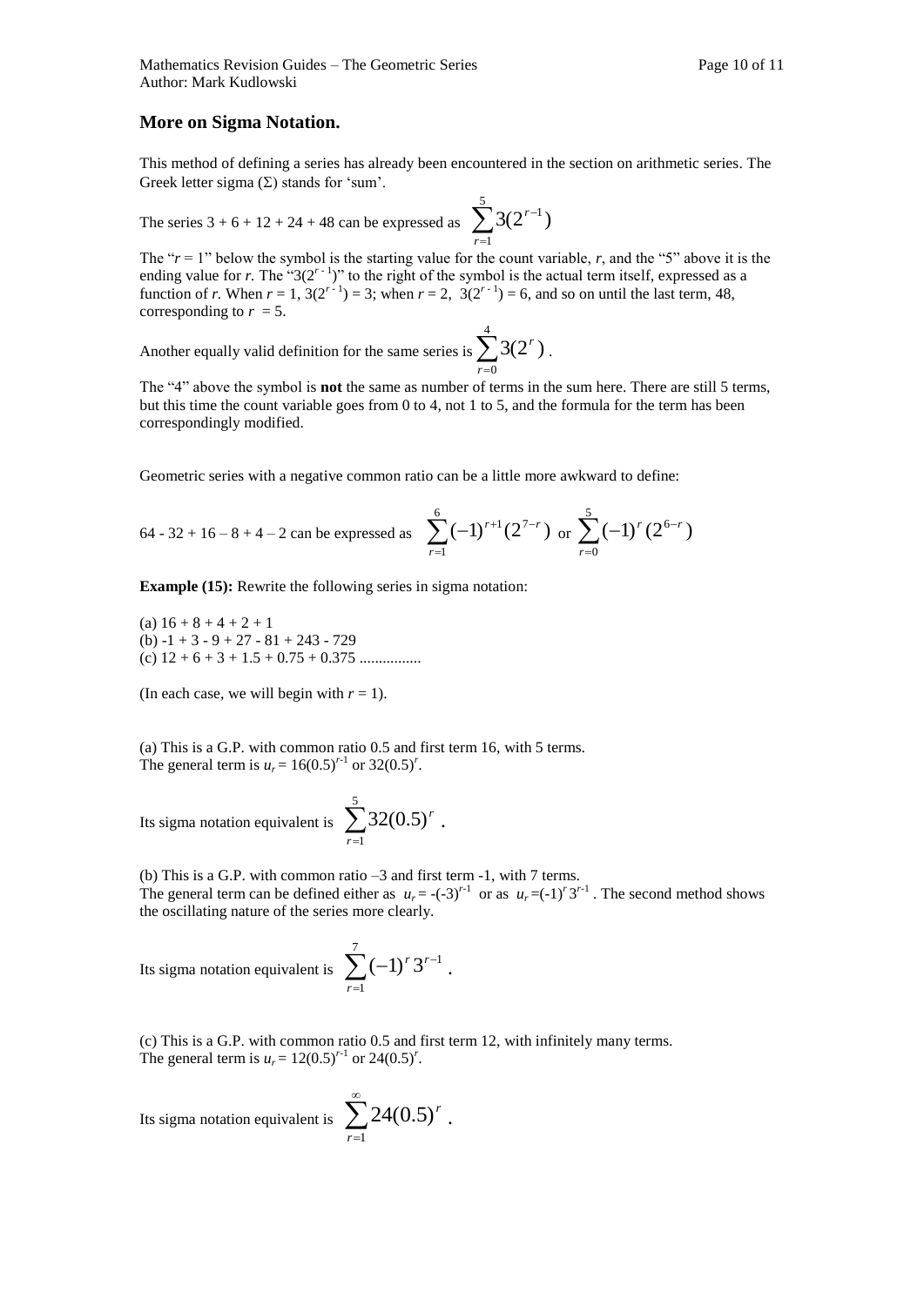## More on Sigma Notation.

This method of defining a series has already been encountered in the section on arithmetic series. The Greek letter sigma ($\Sigma$) stands for 'sum'.

The series 3 + 6 + 12 + 24 + 48 can be expressed as $\sum_{r=1}^{5} 3(2^{r-1})$

The "$r = 1$" below the symbol is the starting value for the count variable, $r$, and the "5" above it is the ending value for $r$. The "$3(2^{r-1})$" to the right of the symbol is the actual term itself, expressed as a function of $r$. When $r = 1$, $3(2^{r-1}) = 3$; when $r = 2$, $3(2^{r-1}) = 6$, and so on until the last term, 48, corresponding to $r = 5$.

Another equally valid definition for the same series is $\sum_{r=0}^{4} 3(2^{r})$.

The "4" above the symbol is **not** the same as number of terms in the sum here. There are still 5 terms, but this time the count variable goes from 0 to 4, not 1 to 5, and the formula for the term has been correspondingly modified.

Geometric series with a negative common ratio can be a little more awkward to define:

64 - 32 + 16 – 8 + 4 – 2 can be expressed as $\sum_{r=1}^{6} (-1)^{r+1}(2^{7-r})$ or $\sum_{r=0}^{5} (-1)^{r}(2^{6-r})$

**Example (15):** Rewrite the following series in sigma notation:

(a) 16 + 8 + 4 + 2 + 1
(b) -1 + 3 - 9 + 27 - 81 + 243 - 729
(c) 12 + 6 + 3 + 1.5 + 0.75 + 0.375 ................

(In each case, we will begin with $r = 1$).

(a) This is a G.P. with common ratio 0.5 and first term 16, with 5 terms.
The general term is $u_r = 16(0.5)^{r-1}$ or $32(0.5)^{r}$.

Its sigma notation equivalent is $\sum_{r=1}^{5} 32(0.5)^{r}$.

(b) This is a G.P. with common ratio –3 and first term -1, with 7 terms.
The general term can be defined either as $u_r = -(-3)^{r-1}$ or as $u_r = (-1)^{r}3^{r-1}$. The second method shows the oscillating nature of the series more clearly.

Its sigma notation equivalent is $\sum_{r=1}^{7} (-1)^{r}3^{r-1}$.

(c) This is a G.P. with common ratio 0.5 and first term 12, with infinitely many terms.
The general term is $u_r = 12(0.5)^{r-1}$ or $24(0.5)^{r}$.

Its sigma notation equivalent is $\sum_{r=1}^{\infty} 24(0.5)^{r}$.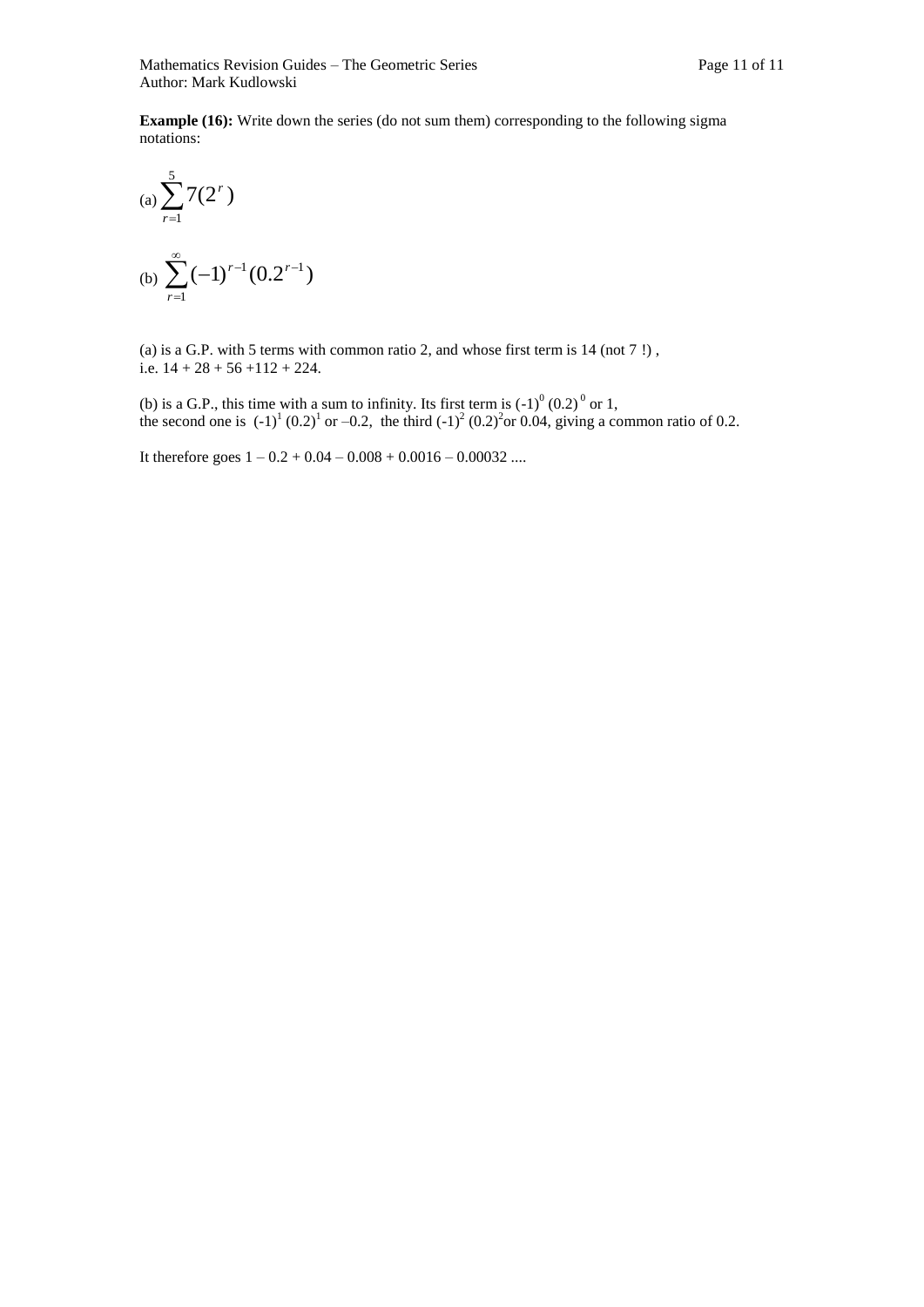**Example (16):** Write down the series (do not sum them) corresponding to the following sigma notations:

(a) $\sum_{r=1}^{5} 7(2^r)$

(b) $\sum_{r=1}^{\infty} (-1)^{r-1}(0.2^{r-1})$

(a) is a G.P. with 5 terms with common ratio 2, and whose first term is 14 (not 7 !) , i.e. $14 + 28 + 56 + 112 + 224$.

(b) is a G.P., this time with a sum to infinity. Its first term is $(-1)^0 (0.2)^0$ or 1, the second one is $(-1)^1 (0.2)^1$ or $-0.2$, the third $(-1)^2 (0.2)^2$ or 0.04, giving a common ratio of 0.2.

It therefore goes $1 - 0.2 + 0.04 - 0.008 + 0.0016 - 0.00032$ ....